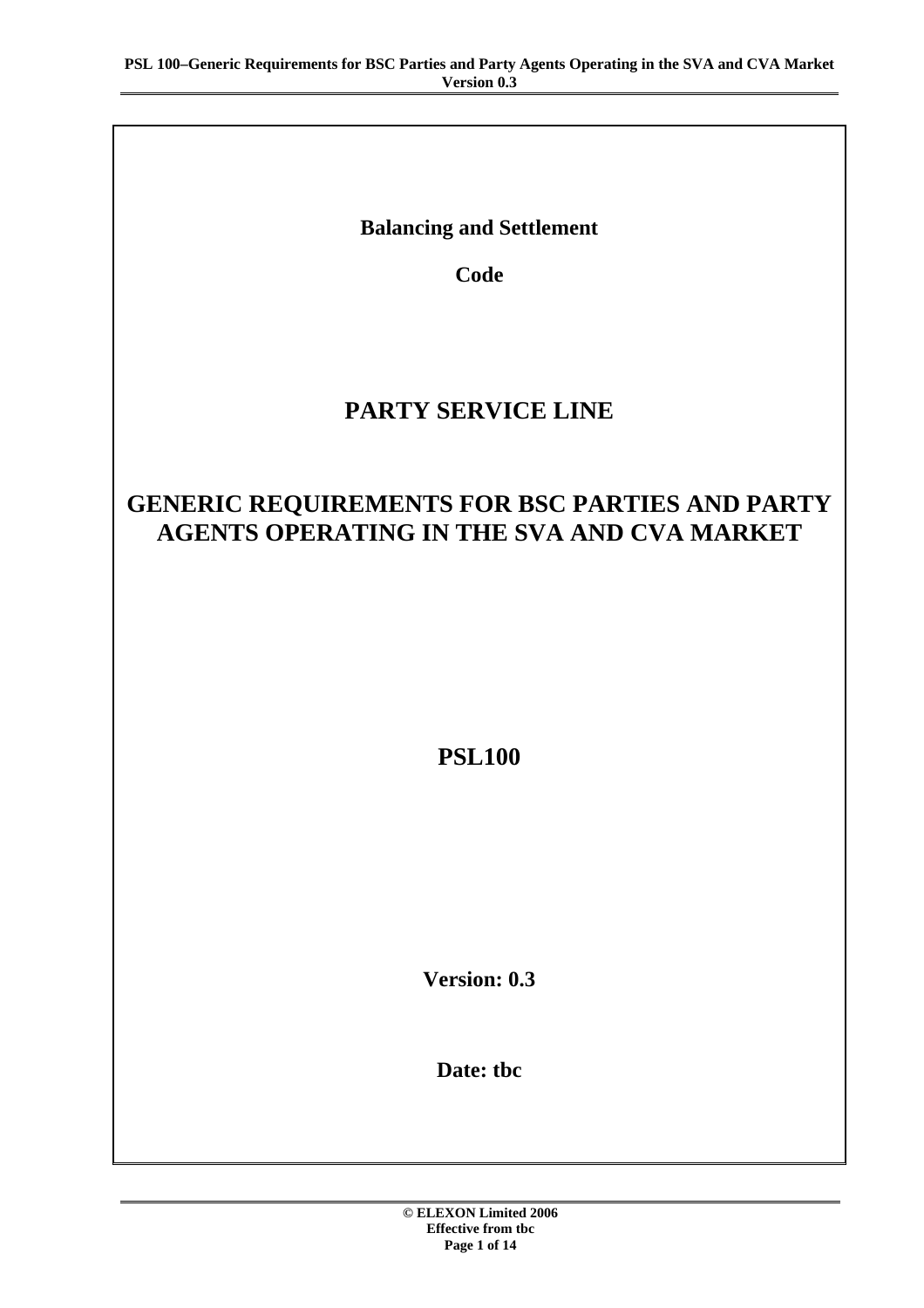**Balancing and Settlement**

**Code**

# PARTY SERVICE LINE

# GENERIC REQUIREMENTS FOR BSC PARTIES AND PARTY AGENTS OPERATING IN THE SVA AND CVA MARKET

**PSL100**

**Version: 0.3**

**Date: tbc**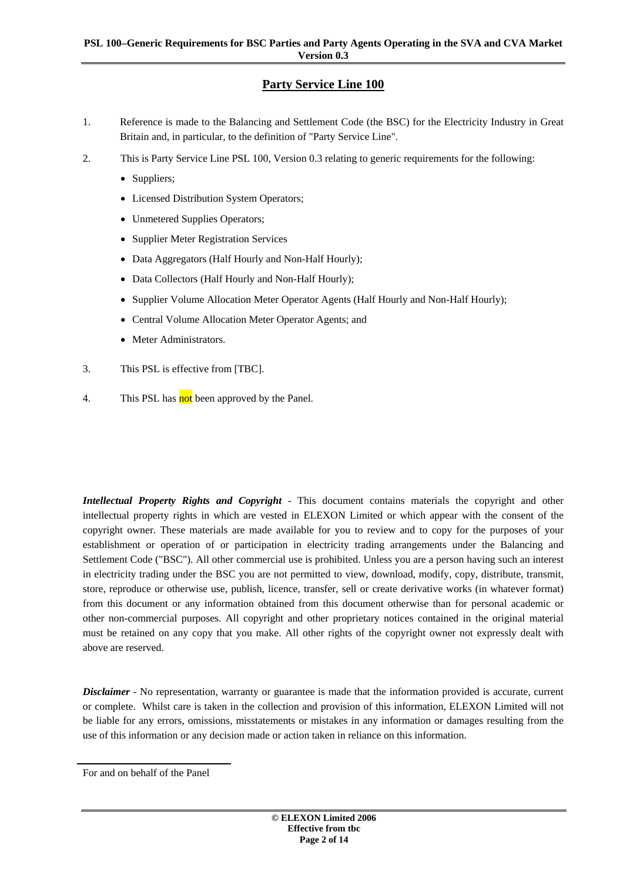# Party Service Line 100

1. Reference is made to the Balancing and Settlement Code (the BSC) for the Electricity Industry in Great Britain and, in particular, to the definition of "Party Service Line".

2. This is Party Service Line PSL 100, Version 0.3 relating to generic requirements for the following:
   - Suppliers;
   - Licensed Distribution System Operators;
   - Unmetered Supplies Operators;
   - Supplier Meter Registration Services
   - Data Aggregators (Half Hourly and Non-Half Hourly);
   - Data Collectors (Half Hourly and Non-Half Hourly);
   - Supplier Volume Allocation Meter Operator Agents (Half Hourly and Non-Half Hourly);
   - Central Volume Allocation Meter Operator Agents; and
   - Meter Administrators.

3. This PSL is effective from [TBC].

4. This PSL has not been approved by the Panel.

***Intellectual Property Rights and Copyright*** - This document contains materials the copyright and other intellectual property rights in which are vested in ELEXON Limited or which appear with the consent of the copyright owner. These materials are made available for you to review and to copy for the purposes of your establishment or operation of or participation in electricity trading arrangements under the Balancing and Settlement Code ("BSC"). All other commercial use is prohibited. Unless you are a person having such an interest in electricity trading under the BSC you are not permitted to view, download, modify, copy, distribute, transmit, store, reproduce or otherwise use, publish, licence, transfer, sell or create derivative works (in whatever format) from this document or any information obtained from this document otherwise than for personal academic or other non-commercial purposes. All copyright and other proprietary notices contained in the original material must be retained on any copy that you make. All other rights of the copyright owner not expressly dealt with above are reserved.

***Disclaimer*** - No representation, warranty or guarantee is made that the information provided is accurate, current or complete. Whilst care is taken in the collection and provision of this information, ELEXON Limited will not be liable for any errors, omissions, misstatements or mistakes in any information or damages resulting from the use of this information or any decision made or action taken in reliance on this information.

For and on behalf of the Panel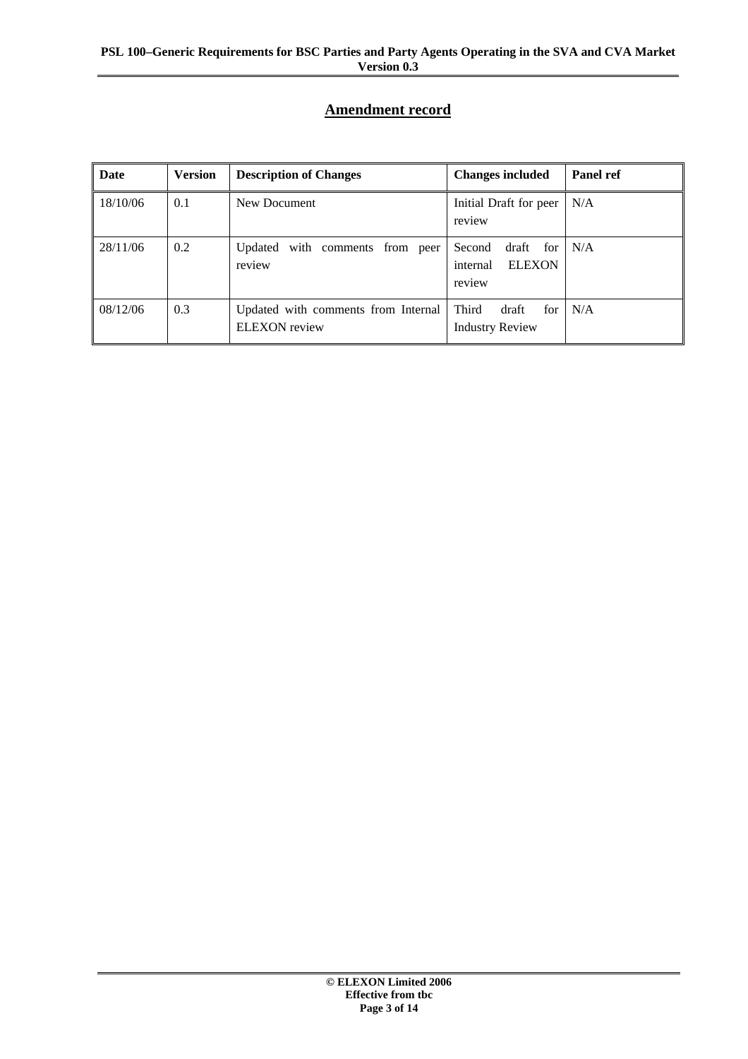## Amendment record

| Date | Version | Description of Changes | Changes included | Panel ref |
|---|---|---|---|---|
| 18/10/06 | 0.1 | New Document | Initial Draft for peer review | N/A |
| 28/11/06 | 0.2 | Updated with comments from peer review | Second draft for internal ELEXON review | N/A |
| 08/12/06 | 0.3 | Updated with comments from Internal ELEXON review | Third draft for Industry Review | N/A |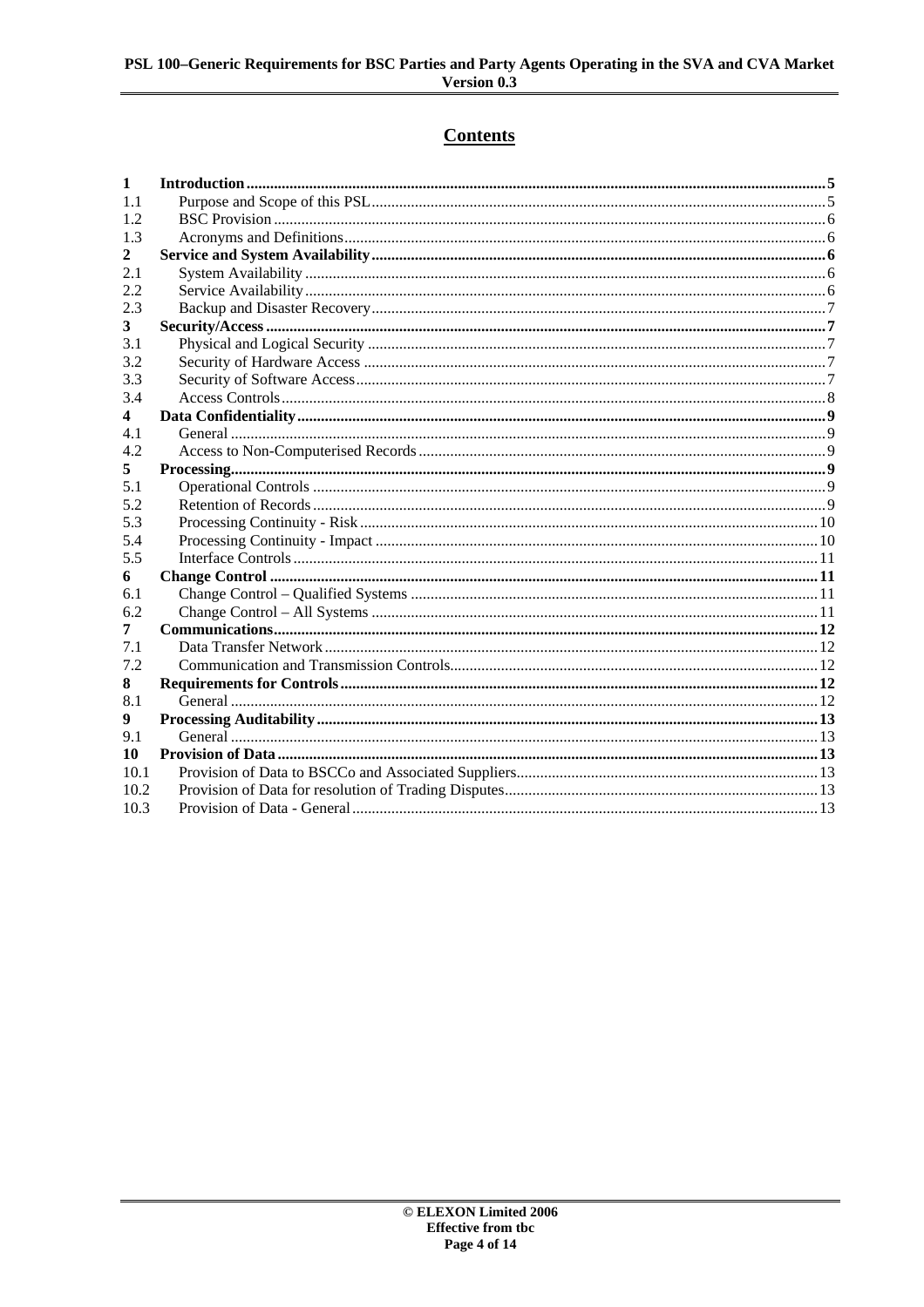# Contents

| | | |
|---|---|---|
| **1** | **Introduction** | **5** |
| 1.1 | Purpose and Scope of this PSL | 5 |
| 1.2 | BSC Provision | 6 |
| 1.3 | Acronyms and Definitions | 6 |
| **2** | **Service and System Availability** | **6** |
| 2.1 | System Availability | 6 |
| 2.2 | Service Availability | 6 |
| 2.3 | Backup and Disaster Recovery | 7 |
| **3** | **Security/Access** | **7** |
| 3.1 | Physical and Logical Security | 7 |
| 3.2 | Security of Hardware Access | 7 |
| 3.3 | Security of Software Access | 7 |
| 3.4 | Access Controls | 8 |
| **4** | **Data Confidentiality** | **9** |
| 4.1 | General | 9 |
| 4.2 | Access to Non-Computerised Records | 9 |
| **5** | **Processing** | **9** |
| 5.1 | Operational Controls | 9 |
| 5.2 | Retention of Records | 9 |
| 5.3 | Processing Continuity - Risk | 10 |
| 5.4 | Processing Continuity - Impact | 10 |
| 5.5 | Interface Controls | 11 |
| **6** | **Change Control** | **11** |
| 6.1 | Change Control – Qualified Systems | 11 |
| 6.2 | Change Control – All Systems | 11 |
| **7** | **Communications** | **12** |
| 7.1 | Data Transfer Network | 12 |
| 7.2 | Communication and Transmission Controls | 12 |
| **8** | **Requirements for Controls** | **12** |
| 8.1 | General | 12 |
| **9** | **Processing Auditability** | **13** |
| 9.1 | General | 13 |
| **10** | **Provision of Data** | **13** |
| 10.1 | Provision of Data to BSCCo and Associated Suppliers | 13 |
| 10.2 | Provision of Data for resolution of Trading Disputes | 13 |
| 10.3 | Provision of Data - General | 13 |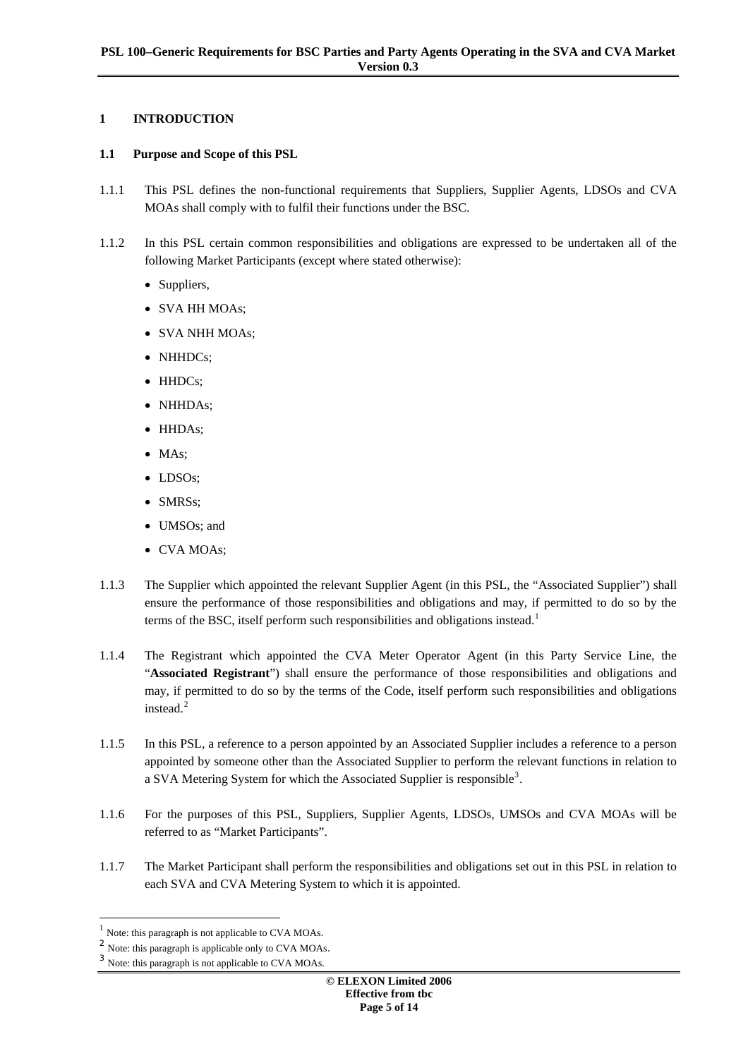## 1 INTRODUCTION

### 1.1 Purpose and Scope of this PSL

1.1.1 This PSL defines the non-functional requirements that Suppliers, Supplier Agents, LDSOs and CVA MOAs shall comply with to fulfil their functions under the BSC.

1.1.2 In this PSL certain common responsibilities and obligations are expressed to be undertaken all of the following Market Participants (except where stated otherwise):

- Suppliers,
- SVA HH MOAs;
- SVA NHH MOAs;
- NHHDCs;
- HHDCs;
- NHHDAs;
- HHDAs;
- MAs;
- LDSOs;
- SMRSs;
- UMSOs; and
- CVA MOAs;

1.1.3 The Supplier which appointed the relevant Supplier Agent (in this PSL, the "Associated Supplier") shall ensure the performance of those responsibilities and obligations and may, if permitted to do so by the terms of the BSC, itself perform such responsibilities and obligations instead.[1]

1.1.4 The Registrant which appointed the CVA Meter Operator Agent (in this Party Service Line, the "**Associated Registrant**") shall ensure the performance of those responsibilities and obligations and may, if permitted to do so by the terms of the Code, itself perform such responsibilities and obligations instead.[2]

1.1.5 In this PSL, a reference to a person appointed by an Associated Supplier includes a reference to a person appointed by someone other than the Associated Supplier to perform the relevant functions in relation to a SVA Metering System for which the Associated Supplier is responsible[3].

1.1.6 For the purposes of this PSL, Suppliers, Supplier Agents, LDSOs, UMSOs and CVA MOAs will be referred to as "Market Participants".

1.1.7 The Market Participant shall perform the responsibilities and obligations set out in this PSL in relation to each SVA and CVA Metering System to which it is appointed.

---

[1] Note: this paragraph is not applicable to CVA MOAs.

[2] Note: this paragraph is applicable only to CVA MOAs.

[3] Note: this paragraph is not applicable to CVA MOAs.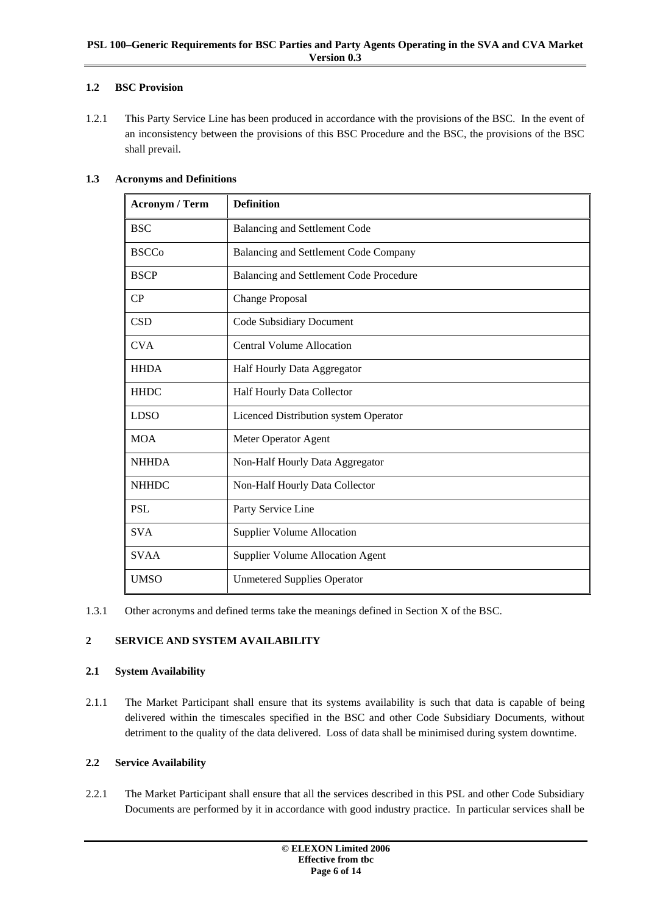### 1.2 BSC Provision

1.2.1 This Party Service Line has been produced in accordance with the provisions of the BSC. In the event of an inconsistency between the provisions of this BSC Procedure and the BSC, the provisions of the BSC shall prevail.

### 1.3 Acronyms and Definitions

| Acronym / Term | Definition |
|---|---|
| BSC | Balancing and Settlement Code |
| BSCCo | Balancing and Settlement Code Company |
| BSCP | Balancing and Settlement Code Procedure |
| CP | Change Proposal |
| CSD | Code Subsidiary Document |
| CVA | Central Volume Allocation |
| HHDA | Half Hourly Data Aggregator |
| HHDC | Half Hourly Data Collector |
| LDSO | Licenced Distribution system Operator |
| MOA | Meter Operator Agent |
| NHHDA | Non-Half Hourly Data Aggregator |
| NHHDC | Non-Half Hourly Data Collector |
| PSL | Party Service Line |
| SVA | Supplier Volume Allocation |
| SVAA | Supplier Volume Allocation Agent |
| UMSO | Unmetered Supplies Operator |

1.3.1 Other acronyms and defined terms take the meanings defined in Section X of the BSC.

## 2 SERVICE AND SYSTEM AVAILABILITY

### 2.1 System Availability

2.1.1 The Market Participant shall ensure that its systems availability is such that data is capable of being delivered within the timescales specified in the BSC and other Code Subsidiary Documents, without detriment to the quality of the data delivered. Loss of data shall be minimised during system downtime.

### 2.2 Service Availability

2.2.1 The Market Participant shall ensure that all the services described in this PSL and other Code Subsidiary Documents are performed by it in accordance with good industry practice. In particular services shall be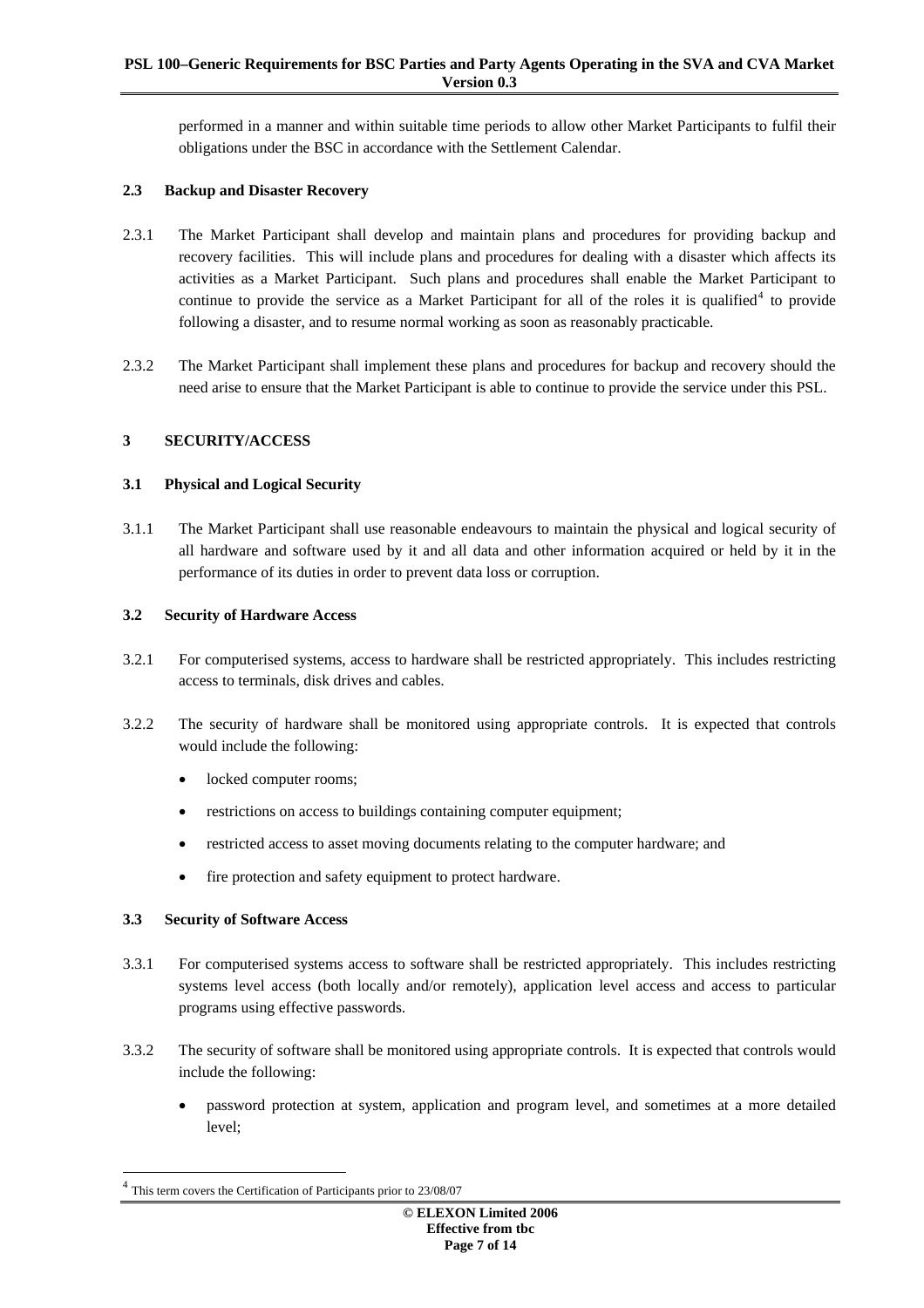performed in a manner and within suitable time periods to allow other Market Participants to fulfil their obligations under the BSC in accordance with the Settlement Calendar.

### 2.3 Backup and Disaster Recovery

2.3.1 The Market Participant shall develop and maintain plans and procedures for providing backup and recovery facilities. This will include plans and procedures for dealing with a disaster which affects its activities as a Market Participant. Such plans and procedures shall enable the Market Participant to continue to provide the service as a Market Participant for all of the roles it is qualified[4] to provide following a disaster, and to resume normal working as soon as reasonably practicable.

2.3.2 The Market Participant shall implement these plans and procedures for backup and recovery should the need arise to ensure that the Market Participant is able to continue to provide the service under this PSL.

## 3 SECURITY/ACCESS

### 3.1 Physical and Logical Security

3.1.1 The Market Participant shall use reasonable endeavours to maintain the physical and logical security of all hardware and software used by it and all data and other information acquired or held by it in the performance of its duties in order to prevent data loss or corruption.

### 3.2 Security of Hardware Access

3.2.1 For computerised systems, access to hardware shall be restricted appropriately. This includes restricting access to terminals, disk drives and cables.

3.2.2 The security of hardware shall be monitored using appropriate controls. It is expected that controls would include the following:

- locked computer rooms;
- restrictions on access to buildings containing computer equipment;
- restricted access to asset moving documents relating to the computer hardware; and
- fire protection and safety equipment to protect hardware.

### 3.3 Security of Software Access

3.3.1 For computerised systems access to software shall be restricted appropriately. This includes restricting systems level access (both locally and/or remotely), application level access and access to particular programs using effective passwords.

3.3.2 The security of software shall be monitored using appropriate controls. It is expected that controls would include the following:

- password protection at system, application and program level, and sometimes at a more detailed level;

[4] This term covers the Certification of Participants prior to 23/08/07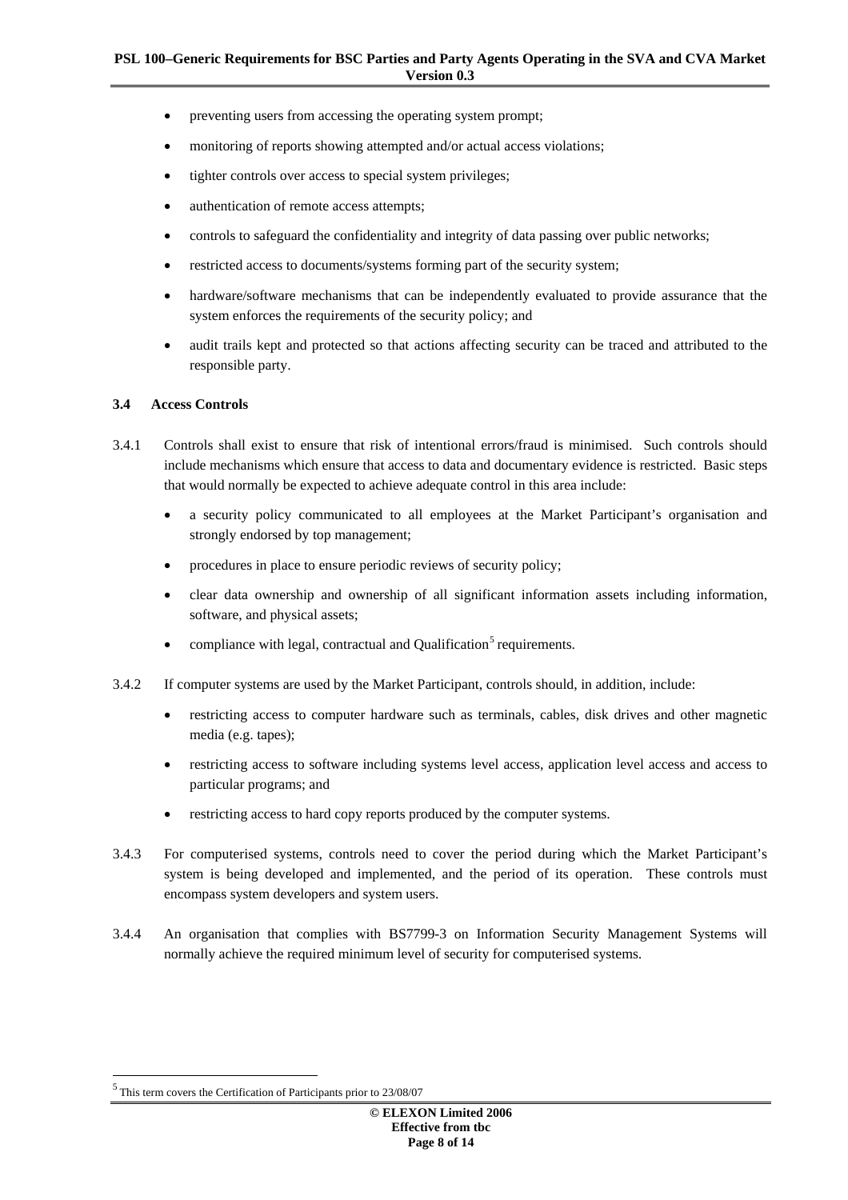- preventing users from accessing the operating system prompt;
- monitoring of reports showing attempted and/or actual access violations;
- tighter controls over access to special system privileges;
- authentication of remote access attempts;
- controls to safeguard the confidentiality and integrity of data passing over public networks;
- restricted access to documents/systems forming part of the security system;
- hardware/software mechanisms that can be independently evaluated to provide assurance that the system enforces the requirements of the security policy; and
- audit trails kept and protected so that actions affecting security can be traced and attributed to the responsible party.

### 3.4 Access Controls

3.4.1 Controls shall exist to ensure that risk of intentional errors/fraud is minimised. Such controls should include mechanisms which ensure that access to data and documentary evidence is restricted. Basic steps that would normally be expected to achieve adequate control in this area include:

- a security policy communicated to all employees at the Market Participant's organisation and strongly endorsed by top management;
- procedures in place to ensure periodic reviews of security policy;
- clear data ownership and ownership of all significant information assets including information, software, and physical assets;
- compliance with legal, contractual and Qualification[5] requirements.

3.4.2 If computer systems are used by the Market Participant, controls should, in addition, include:

- restricting access to computer hardware such as terminals, cables, disk drives and other magnetic media (e.g. tapes);
- restricting access to software including systems level access, application level access and access to particular programs; and
- restricting access to hard copy reports produced by the computer systems.

3.4.3 For computerised systems, controls need to cover the period during which the Market Participant's system is being developed and implemented, and the period of its operation. These controls must encompass system developers and system users.

3.4.4 An organisation that complies with BS7799-3 on Information Security Management Systems will normally achieve the required minimum level of security for computerised systems.

---

[5] This term covers the Certification of Participants prior to 23/08/07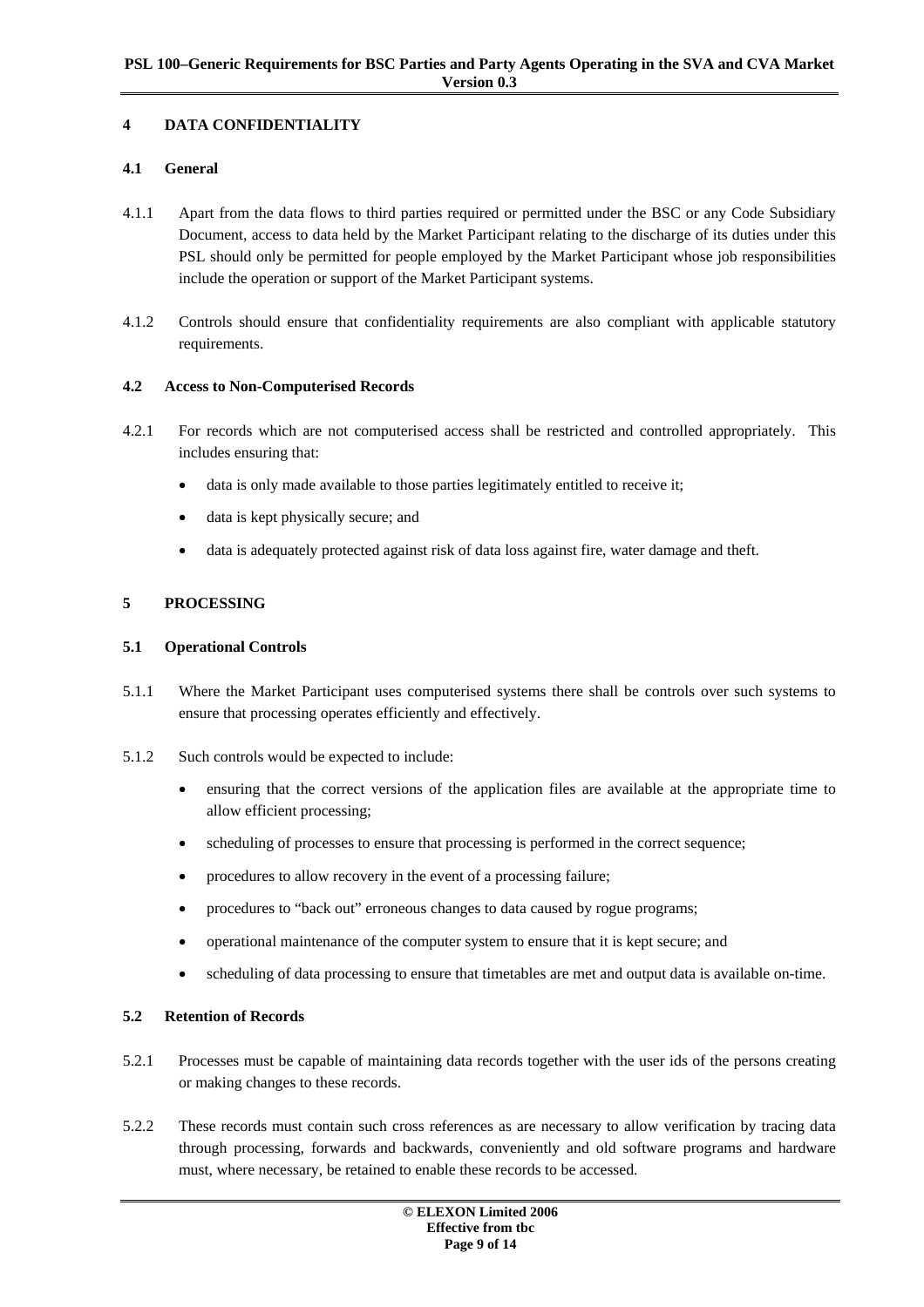## 4 DATA CONFIDENTIALITY

### 4.1 General

4.1.1 Apart from the data flows to third parties required or permitted under the BSC or any Code Subsidiary Document, access to data held by the Market Participant relating to the discharge of its duties under this PSL should only be permitted for people employed by the Market Participant whose job responsibilities include the operation or support of the Market Participant systems.

4.1.2 Controls should ensure that confidentiality requirements are also compliant with applicable statutory requirements.

### 4.2 Access to Non-Computerised Records

4.2.1 For records which are not computerised access shall be restricted and controlled appropriately. This includes ensuring that:

- data is only made available to those parties legitimately entitled to receive it;
- data is kept physically secure; and
- data is adequately protected against risk of data loss against fire, water damage and theft.

## 5 PROCESSING

### 5.1 Operational Controls

5.1.1 Where the Market Participant uses computerised systems there shall be controls over such systems to ensure that processing operates efficiently and effectively.

5.1.2 Such controls would be expected to include:

- ensuring that the correct versions of the application files are available at the appropriate time to allow efficient processing;
- scheduling of processes to ensure that processing is performed in the correct sequence;
- procedures to allow recovery in the event of a processing failure;
- procedures to "back out" erroneous changes to data caused by rogue programs;
- operational maintenance of the computer system to ensure that it is kept secure; and
- scheduling of data processing to ensure that timetables are met and output data is available on-time.

### 5.2 Retention of Records

5.2.1 Processes must be capable of maintaining data records together with the user ids of the persons creating or making changes to these records.

5.2.2 These records must contain such cross references as are necessary to allow verification by tracing data through processing, forwards and backwards, conveniently and old software programs and hardware must, where necessary, be retained to enable these records to be accessed.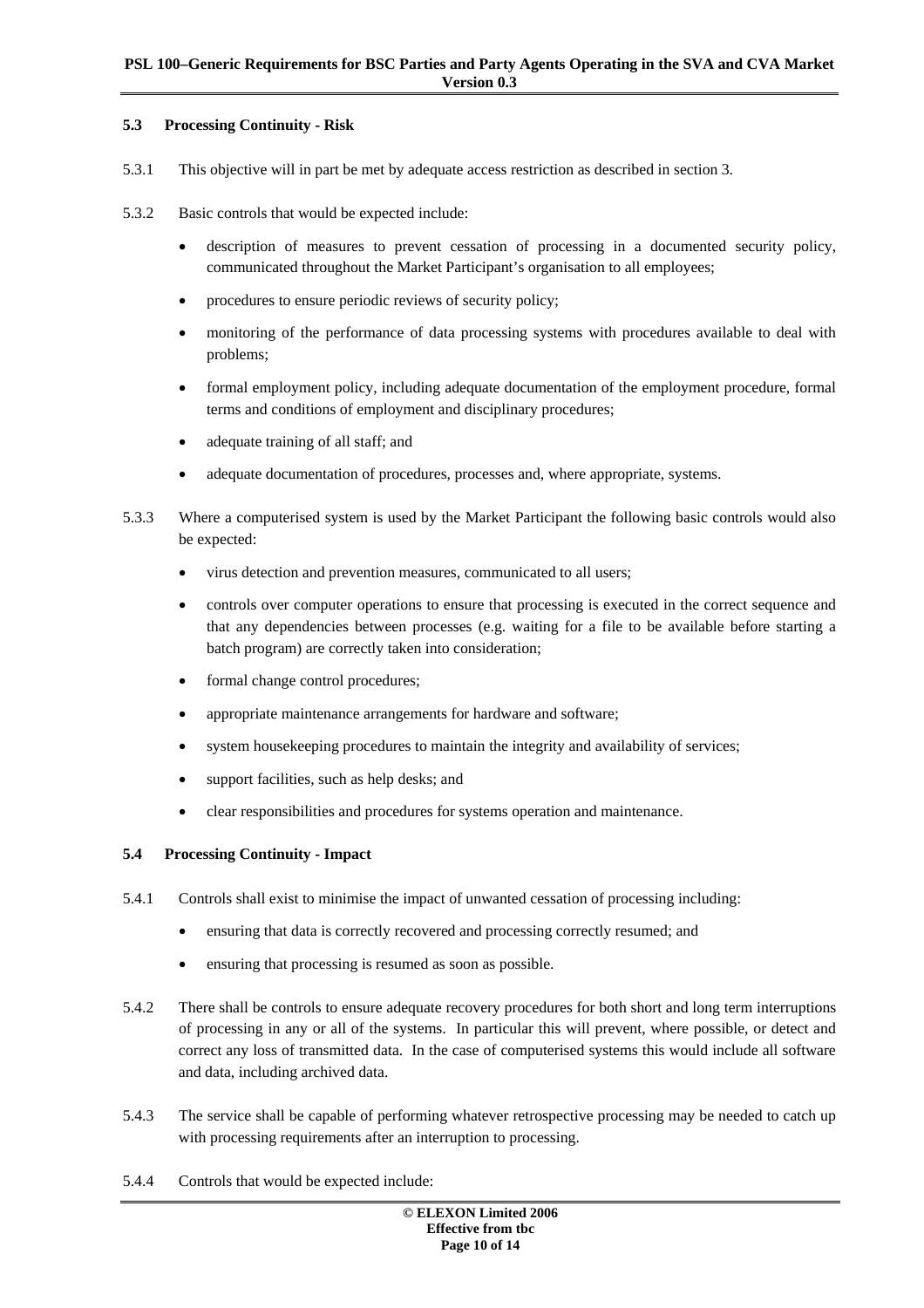### 5.3 Processing Continuity - Risk

5.3.1 This objective will in part be met by adequate access restriction as described in section 3.

5.3.2 Basic controls that would be expected include:

- description of measures to prevent cessation of processing in a documented security policy, communicated throughout the Market Participant's organisation to all employees;
- procedures to ensure periodic reviews of security policy;
- monitoring of the performance of data processing systems with procedures available to deal with problems;
- formal employment policy, including adequate documentation of the employment procedure, formal terms and conditions of employment and disciplinary procedures;
- adequate training of all staff; and
- adequate documentation of procedures, processes and, where appropriate, systems.

5.3.3 Where a computerised system is used by the Market Participant the following basic controls would also be expected:

- virus detection and prevention measures, communicated to all users;
- controls over computer operations to ensure that processing is executed in the correct sequence and that any dependencies between processes (e.g. waiting for a file to be available before starting a batch program) are correctly taken into consideration;
- formal change control procedures;
- appropriate maintenance arrangements for hardware and software;
- system housekeeping procedures to maintain the integrity and availability of services;
- support facilities, such as help desks; and
- clear responsibilities and procedures for systems operation and maintenance.

### 5.4 Processing Continuity - Impact

5.4.1 Controls shall exist to minimise the impact of unwanted cessation of processing including:

- ensuring that data is correctly recovered and processing correctly resumed; and
- ensuring that processing is resumed as soon as possible.

5.4.2 There shall be controls to ensure adequate recovery procedures for both short and long term interruptions of processing in any or all of the systems. In particular this will prevent, where possible, or detect and correct any loss of transmitted data. In the case of computerised systems this would include all software and data, including archived data.

5.4.3 The service shall be capable of performing whatever retrospective processing may be needed to catch up with processing requirements after an interruption to processing.

5.4.4 Controls that would be expected include: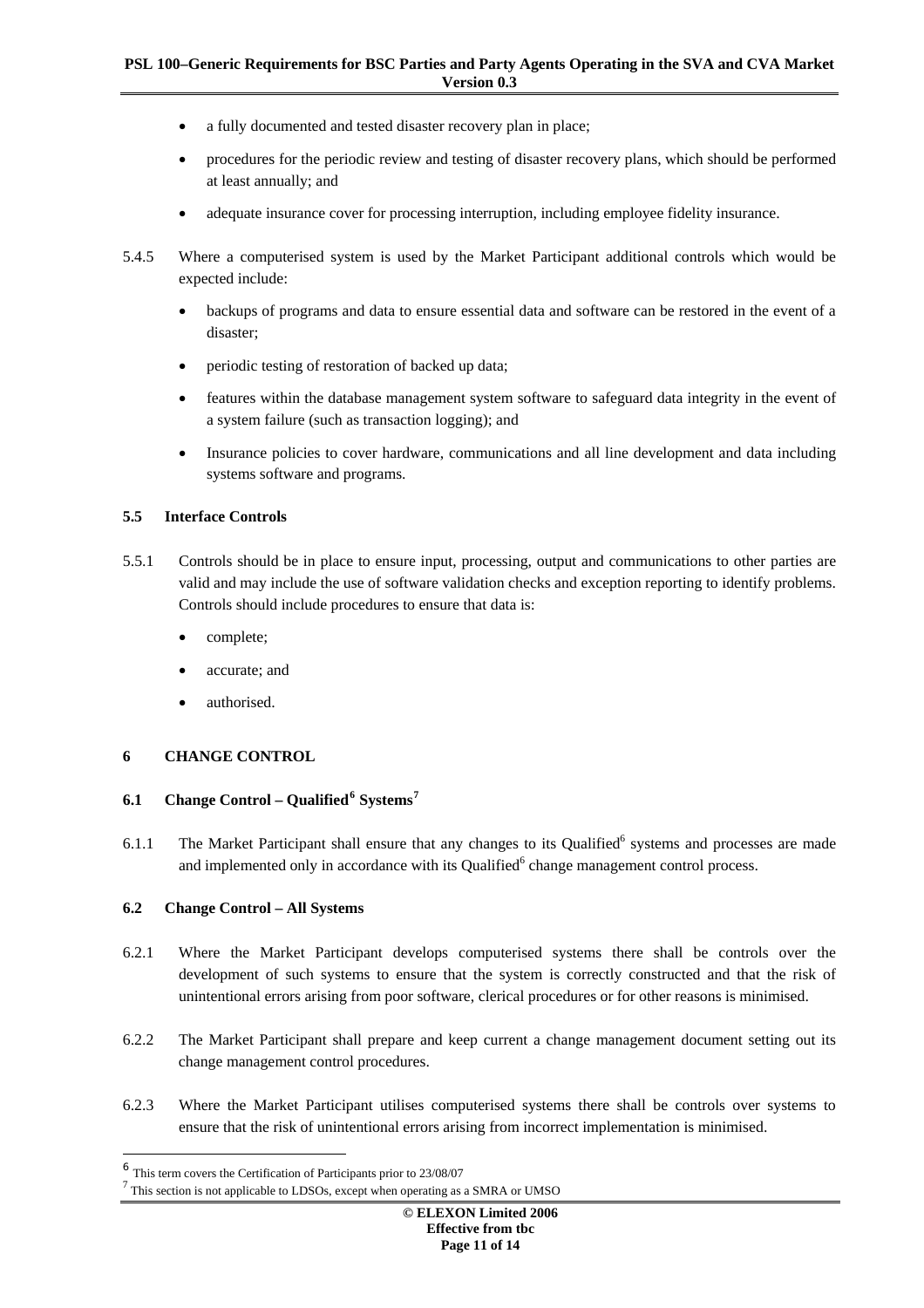- a fully documented and tested disaster recovery plan in place;
- procedures for the periodic review and testing of disaster recovery plans, which should be performed at least annually; and
- adequate insurance cover for processing interruption, including employee fidelity insurance.

5.4.5 Where a computerised system is used by the Market Participant additional controls which would be expected include:

- backups of programs and data to ensure essential data and software can be restored in the event of a disaster;
- periodic testing of restoration of backed up data;
- features within the database management system software to safeguard data integrity in the event of a system failure (such as transaction logging); and
- Insurance policies to cover hardware, communications and all line development and data including systems software and programs.

### 5.5 Interface Controls

5.5.1 Controls should be in place to ensure input, processing, output and communications to other parties are valid and may include the use of software validation checks and exception reporting to identify problems. Controls should include procedures to ensure that data is:

- complete;
- accurate; and
- authorised.

## 6 CHANGE CONTROL

### 6.1 Change Control – Qualified[6] Systems[7]

6.1.1 The Market Participant shall ensure that any changes to its Qualified[6] systems and processes are made and implemented only in accordance with its Qualified[6] change management control process.

### 6.2 Change Control – All Systems

6.2.1 Where the Market Participant develops computerised systems there shall be controls over the development of such systems to ensure that the system is correctly constructed and that the risk of unintentional errors arising from poor software, clerical procedures or for other reasons is minimised.

6.2.2 The Market Participant shall prepare and keep current a change management document setting out its change management control procedures.

6.2.3 Where the Market Participant utilises computerised systems there shall be controls over systems to ensure that the risk of unintentional errors arising from incorrect implementation is minimised.

---

[6] This term covers the Certification of Participants prior to 23/08/07

[7] This section is not applicable to LDSOs, except when operating as a SMRA or UMSO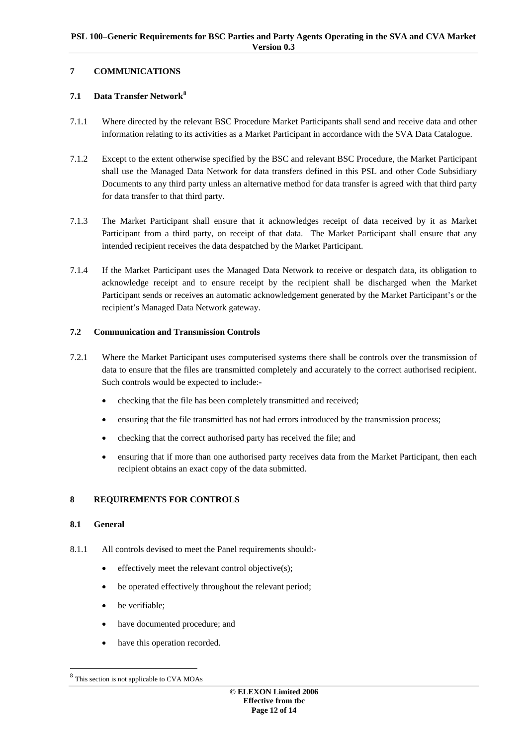## 7 COMMUNICATIONS

### 7.1 Data Transfer Network[8]

7.1.1 Where directed by the relevant BSC Procedure Market Participants shall send and receive data and other information relating to its activities as a Market Participant in accordance with the SVA Data Catalogue.

7.1.2 Except to the extent otherwise specified by the BSC and relevant BSC Procedure, the Market Participant shall use the Managed Data Network for data transfers defined in this PSL and other Code Subsidiary Documents to any third party unless an alternative method for data transfer is agreed with that third party for data transfer to that third party.

7.1.3 The Market Participant shall ensure that it acknowledges receipt of data received by it as Market Participant from a third party, on receipt of that data. The Market Participant shall ensure that any intended recipient receives the data despatched by the Market Participant.

7.1.4 If the Market Participant uses the Managed Data Network to receive or despatch data, its obligation to acknowledge receipt and to ensure receipt by the recipient shall be discharged when the Market Participant sends or receives an automatic acknowledgement generated by the Market Participant's or the recipient's Managed Data Network gateway.

### 7.2 Communication and Transmission Controls

7.2.1 Where the Market Participant uses computerised systems there shall be controls over the transmission of data to ensure that the files are transmitted completely and accurately to the correct authorised recipient. Such controls would be expected to include:-

- checking that the file has been completely transmitted and received;
- ensuring that the file transmitted has not had errors introduced by the transmission process;
- checking that the correct authorised party has received the file; and
- ensuring that if more than one authorised party receives data from the Market Participant, then each recipient obtains an exact copy of the data submitted.

## 8 REQUIREMENTS FOR CONTROLS

### 8.1 General

8.1.1 All controls devised to meet the Panel requirements should:-

- effectively meet the relevant control objective(s);
- be operated effectively throughout the relevant period;
- be verifiable;
- have documented procedure; and
- have this operation recorded.

[8] This section is not applicable to CVA MOAs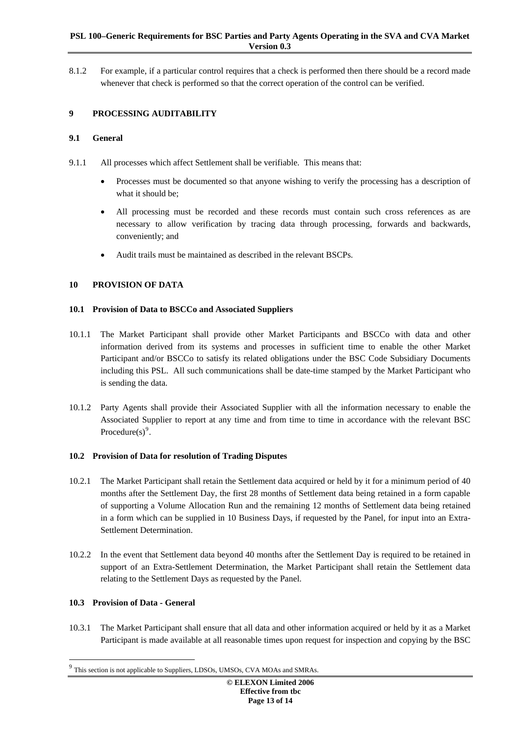8.1.2 For example, if a particular control requires that a check is performed then there should be a record made whenever that check is performed so that the correct operation of the control can be verified.

## 9 PROCESSING AUDITABILITY

### 9.1 General

9.1.1 All processes which affect Settlement shall be verifiable. This means that:

- Processes must be documented so that anyone wishing to verify the processing has a description of what it should be;
- All processing must be recorded and these records must contain such cross references as are necessary to allow verification by tracing data through processing, forwards and backwards, conveniently; and
- Audit trails must be maintained as described in the relevant BSCPs.

## 10 PROVISION OF DATA

### 10.1 Provision of Data to BSCCo and Associated Suppliers

10.1.1 The Market Participant shall provide other Market Participants and BSCCo with data and other information derived from its systems and processes in sufficient time to enable the other Market Participant and/or BSCCo to satisfy its related obligations under the BSC Code Subsidiary Documents including this PSL. All such communications shall be date-time stamped by the Market Participant who is sending the data.

10.1.2 Party Agents shall provide their Associated Supplier with all the information necessary to enable the Associated Supplier to report at any time and from time to time in accordance with the relevant BSC Procedure(s)[9].

### 10.2 Provision of Data for resolution of Trading Disputes

10.2.1 The Market Participant shall retain the Settlement data acquired or held by it for a minimum period of 40 months after the Settlement Day, the first 28 months of Settlement data being retained in a form capable of supporting a Volume Allocation Run and the remaining 12 months of Settlement data being retained in a form which can be supplied in 10 Business Days, if requested by the Panel, for input into an Extra-Settlement Determination.

10.2.2 In the event that Settlement data beyond 40 months after the Settlement Day is required to be retained in support of an Extra-Settlement Determination, the Market Participant shall retain the Settlement data relating to the Settlement Days as requested by the Panel.

### 10.3 Provision of Data - General

10.3.1 The Market Participant shall ensure that all data and other information acquired or held by it as a Market Participant is made available at all reasonable times upon request for inspection and copying by the BSC

---

[9] This section is not applicable to Suppliers, LDSOs, UMSOs, CVA MOAs and SMRAs.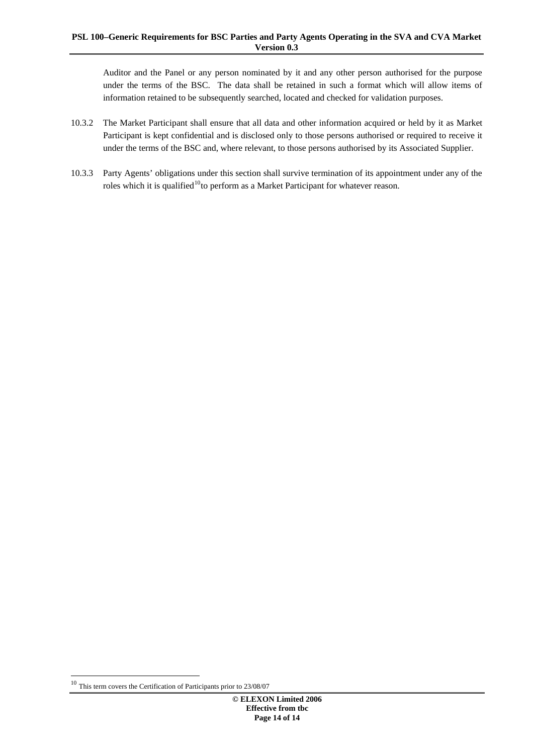Auditor and the Panel or any person nominated by it and any other person authorised for the purpose under the terms of the BSC. The data shall be retained in such a format which will allow items of information retained to be subsequently searched, located and checked for validation purposes.

10.3.2 The Market Participant shall ensure that all data and other information acquired or held by it as Market Participant is kept confidential and is disclosed only to those persons authorised or required to receive it under the terms of the BSC and, where relevant, to those persons authorised by its Associated Supplier.

10.3.3 Party Agents' obligations under this section shall survive termination of its appointment under any of the roles which it is qualified[10] to perform as a Market Participant for whatever reason.

[10] This term covers the Certification of Participants prior to 23/08/07